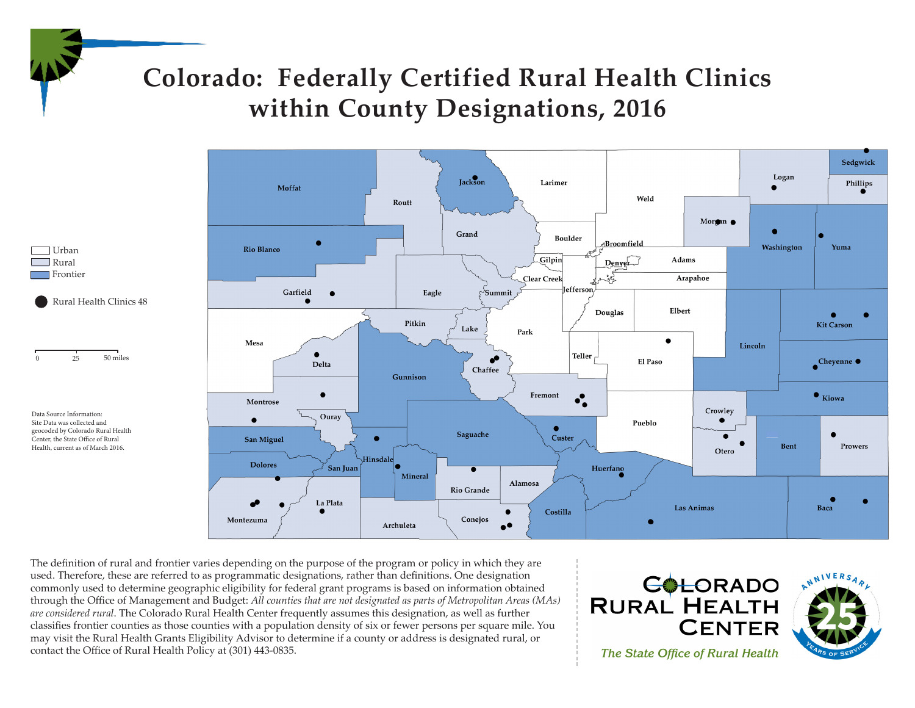# Colorado: Federally Certified Rural Health Clinics within County Designations, 2016

Urban
Rural
Frontier

● Rural Health Clinics 48

0 25 50 miles

Data Source Information:
Site Data was collected and geocoded by Colorado Rural Health Center, the State Office of Rural Health, current as of March 2016.

Moffat, Routt, Jackson, Larimer, Weld, Logan, Sedgwick, Phillips, Morgan, Grand, Boulder, Broomfield, Rio Blanco, Gilpin, Denver, Adams, Washington, Yuma, Clear Creek, Arapahoe, Garfield, Eagle, Summit, Jefferson, Douglas, Elbert, Kit Carson, Mesa, Pitkin, Lake, Park, Lincoln, Delta, Chaffee, Teller, El Paso, Cheyenne, Gunnison, Fremont, Kiowa, Montrose, Ouray, Crowley, Pueblo, Saguache, Custer, San Miguel, Hinsdale, Otero, Bent, Prowers, Dolores, San Juan, Mineral, Huerfano, Rio Grande, Alamosa, La Plata, Montezuma, Costilla, Las Animas, Baca, Archuleta, Conejos

The definition of rural and frontier varies depending on the purpose of the program or policy in which they are used. Therefore, these are referred to as programmatic designations, rather than definitions. One designation commonly used to determine geographic eligibility for federal grant programs is based on information obtained through the Office of Management and Budget: *All counties that are not designated as parts of Metropolitan Areas (MAs) are considered rural*. The Colorado Rural Health Center frequently assumes this designation, as well as further classifies frontier counties as those counties with a population density of six or fewer persons per square mile. You may visit the Rural Health Grants Eligibility Advisor to determine if a county or address is designated rural, or contact the Office of Rural Health Policy at (301) 443-0835.

COLORADO RURAL HEALTH CENTER

*The State Office of Rural Health*

ANNIVERSARY 25 YEARS OF SERVICE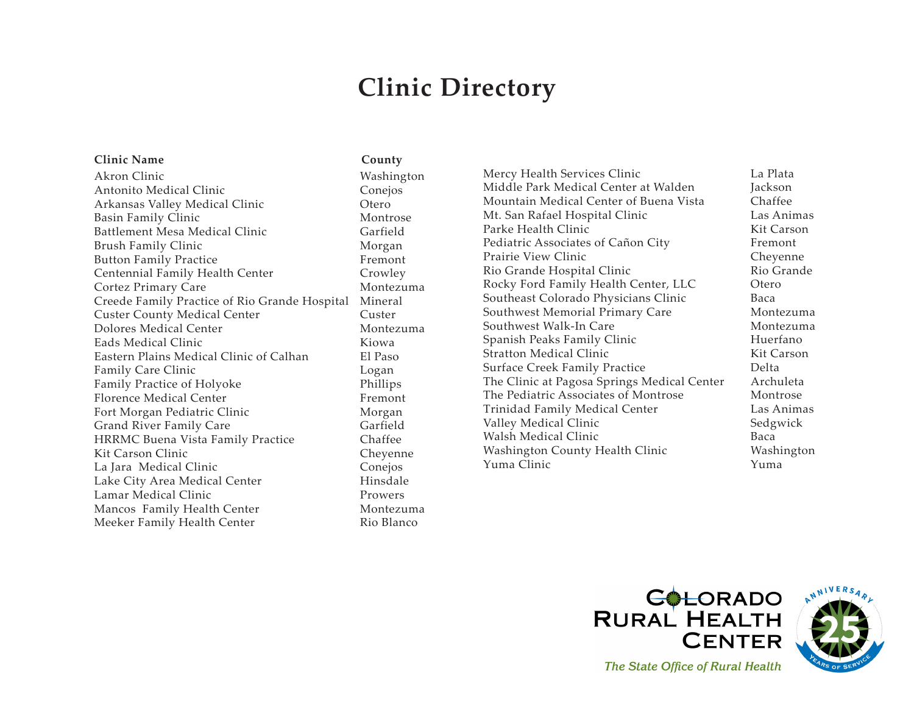# Clinic Directory

| Clinic Name | County |
|---|---|
| Akron Clinic | Washington |
| Antonito Medical Clinic | Conejos |
| Arkansas Valley Medical Clinic | Otero |
| Basin Family Clinic | Montrose |
| Battlement Mesa Medical Clinic | Garfield |
| Brush Family Clinic | Morgan |
| Button Family Practice | Fremont |
| Centennial Family Health Center | Crowley |
| Cortez Primary Care | Montezuma |
| Creede Family Practice of Rio Grande Hospital | Mineral |
| Custer County Medical Center | Custer |
| Dolores Medical Center | Montezuma |
| Eads Medical Clinic | Kiowa |
| Eastern Plains Medical Clinic of Calhan | El Paso |
| Family Care Clinic | Logan |
| Family Practice of Holyoke | Phillips |
| Florence Medical Center | Fremont |
| Fort Morgan Pediatric Clinic | Morgan |
| Grand River Family Care | Garfield |
| HRRMC Buena Vista Family Practice | Chaffee |
| Kit Carson Clinic | Cheyenne |
| La Jara Medical Clinic | Conejos |
| Lake City Area Medical Center | Hinsdale |
| Lamar Medical Clinic | Prowers |
| Mancos Family Health Center | Montezuma |
| Meeker Family Health Center | Rio Blanco |
| Mercy Health Services Clinic | La Plata |
| Middle Park Medical Center at Walden | Jackson |
| Mountain Medical Center of Buena Vista | Chaffee |
| Mt. San Rafael Hospital Clinic | Las Animas |
| Parke Health Clinic | Kit Carson |
| Pediatric Associates of Cañon City | Fremont |
| Prairie View Clinic | Cheyenne |
| Rio Grande Hospital Clinic | Rio Grande |
| Rocky Ford Family Health Center, LLC | Otero |
| Southeast Colorado Physicians Clinic | Baca |
| Southwest Memorial Primary Care | Montezuma |
| Southwest Walk-In Care | Montezuma |
| Spanish Peaks Family Clinic | Huerfano |
| Stratton Medical Clinic | Kit Carson |
| Surface Creek Family Practice | Delta |
| The Clinic at Pagosa Springs Medical Center | Archuleta |
| The Pediatric Associates of Montrose | Montrose |
| Trinidad Family Medical Center | Las Animas |
| Valley Medical Clinic | Sedgwick |
| Walsh Medical Clinic | Baca |
| Washington County Health Clinic | Washington |
| Yuma Clinic | Yuma |

Colorado Rural Health Center

*The State Office of Rural Health*

Anniversary 25 Years of Service